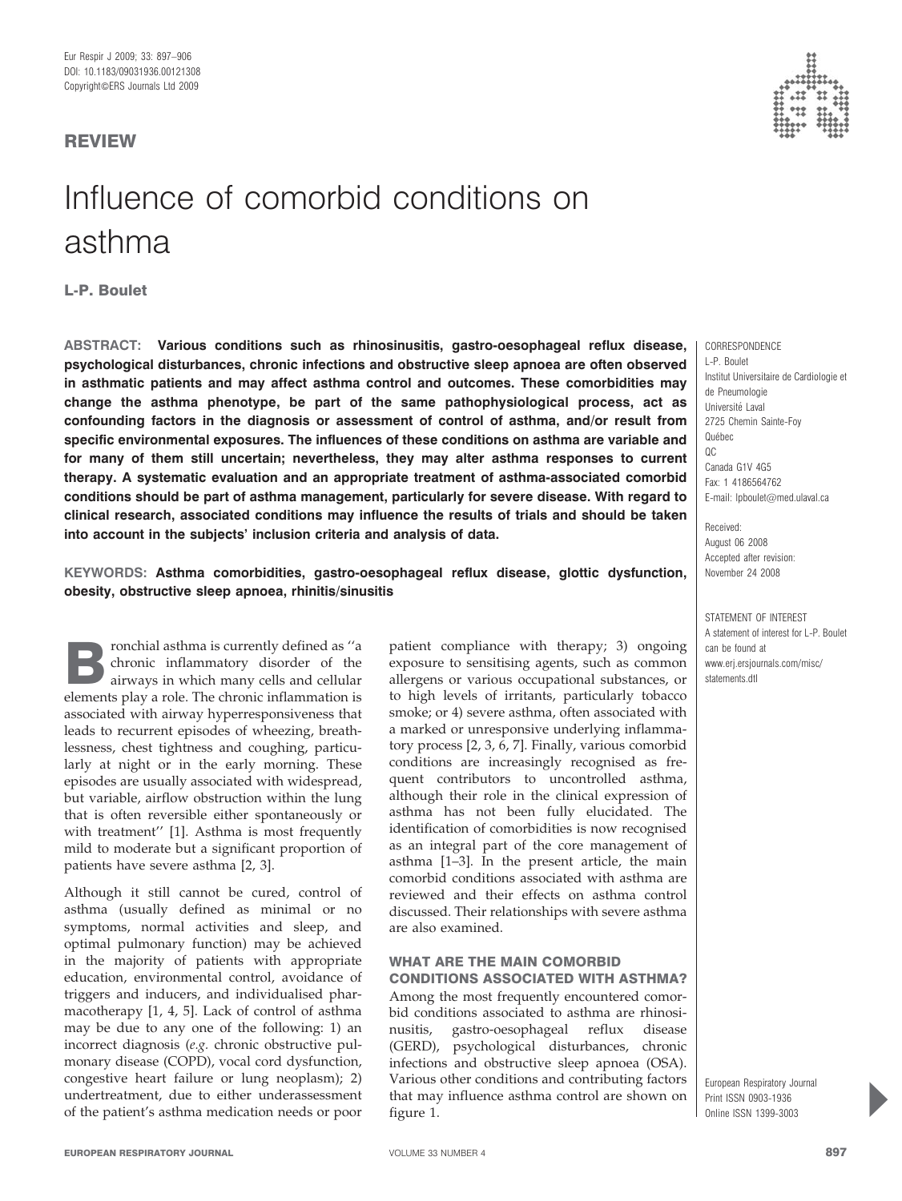REVIEW

# Influence of comorbid conditions on asthma

**L-P. Boulet**

**ABSTRACT: Various conditions such as rhinosinusitis, gastro-oesophageal reflux disease, psychological disturbances, chronic infections and obstructive sleep apnoea are often observed in asthmatic patients and may affect asthma control and outcomes. These comorbidities may change the asthma phenotype, be part of the same pathophysiological process, act as confounding factors in the diagnosis or assessment of control of asthma, and/or result from specific environmental exposures. The influences of these conditions on asthma are variable and for many of them still uncertain; nevertheless, they may alter asthma responses to current therapy. A systematic evaluation and an appropriate treatment of asthma-associated comorbid conditions should be part of asthma management, particularly for severe disease. With regard to clinical research, associated conditions may influence the results of trials and should be taken into account in the subjects' inclusion criteria and analysis of data.**

**KEYWORDS: Asthma comorbidities, gastro-oesophageal reflux disease, glottic dysfunction, obesity, obstructive sleep apnoea, rhinitis/sinusitis**

CORRESPONDENCE
L-P. Boulet
Institut Universitaire de Cardiologie et de Pneumologie
Université Laval
2725 Chemin Sainte-Foy
Québec
QC
Canada G1V 4G5
Fax: 1 4186564762
E-mail: lpboulet@med.ulaval.ca

Received:
August 06 2008
Accepted after revision:
November 24 2008

STATEMENT OF INTEREST
A statement of interest for L-P. Boulet can be found at www.erj.ersjournals.com/misc/statements.dtl

Bronchial asthma is currently defined as "a chronic inflammatory disorder of the airways in which many cells and cellular elements play a role. The chronic inflammation is associated with airway hyperresponsiveness that leads to recurrent episodes of wheezing, breathlessness, chest tightness and coughing, particularly at night or in the early morning. These episodes are usually associated with widespread, but variable, airflow obstruction within the lung that is often reversible either spontaneously or with treatment" [1]. Asthma is most frequently mild to moderate but a significant proportion of patients have severe asthma [2, 3].

Although it still cannot be cured, control of asthma (usually defined as minimal or no symptoms, normal activities and sleep, and optimal pulmonary function) may be achieved in the majority of patients with appropriate education, environmental control, avoidance of triggers and inducers, and individualised pharmacotherapy [1, 4, 5]. Lack of control of asthma may be due to any one of the following: 1) an incorrect diagnosis (*e.g.* chronic obstructive pulmonary disease (COPD), vocal cord dysfunction, congestive heart failure or lung neoplasm); 2) undertreatment, due to either underassessment of the patient's asthma medication needs or poor patient compliance with therapy; 3) ongoing exposure to sensitising agents, such as common allergens or various occupational substances, or to high levels of irritants, particularly tobacco smoke; or 4) severe asthma, often associated with a marked or unresponsive underlying inflammatory process [2, 3, 6, 7]. Finally, various comorbid conditions are increasingly recognised as frequent contributors to uncontrolled asthma, although their role in the clinical expression of asthma has not been fully elucidated. The identification of comorbidities is now recognised as an integral part of the core management of asthma [1–3]. In the present article, the main comorbid conditions associated with asthma are reviewed and their effects on asthma control discussed. Their relationships with severe asthma are also examined.

## WHAT ARE THE MAIN COMORBID CONDITIONS ASSOCIATED WITH ASTHMA?

Among the most frequently encountered comorbid conditions associated to asthma are rhinosinusitis, gastro-oesophageal reflux disease (GERD), psychological disturbances, chronic infections and obstructive sleep apnoea (OSA). Various other conditions and contributing factors that may influence asthma control are shown on figure 1.

European Respiratory Journal
Print ISSN 0903-1936
Online ISSN 1399-3003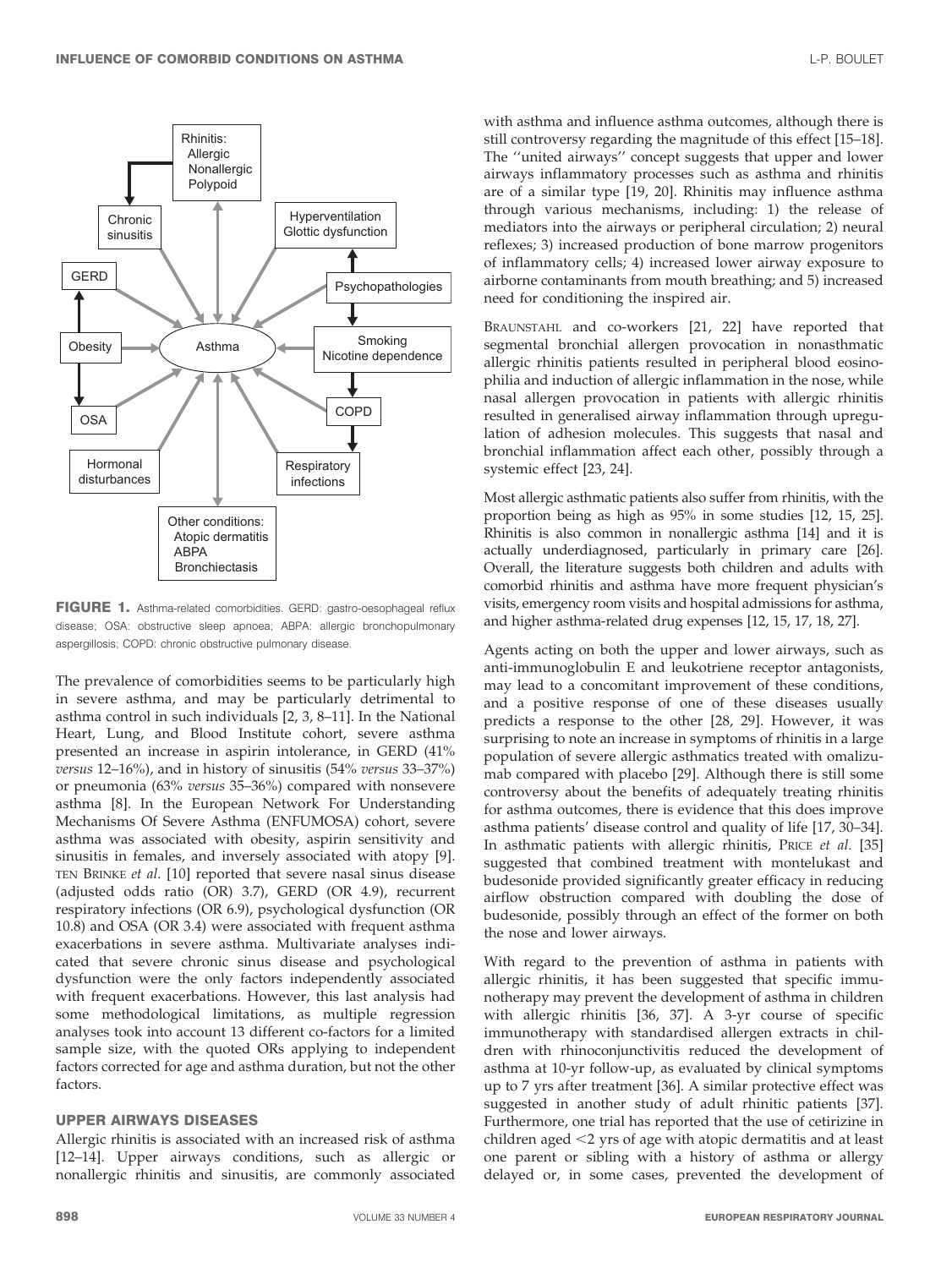FIGURE 1. Asthma-related comorbidities. GERD: gastro-oesophageal reflux disease; OSA: obstructive sleep apnoea; ABPA: allergic bronchopulmonary aspergillosis; COPD: chronic obstructive pulmonary disease.

The prevalence of comorbidities seems to be particularly high in severe asthma, and may be particularly detrimental to asthma control in such individuals [2, 3, 8–11]. In the National Heart, Lung, and Blood Institute cohort, severe asthma presented an increase in aspirin intolerance, in GERD (41% *versus* 12–16%), and in history of sinusitis (54% *versus* 33–37%) or pneumonia (63% *versus* 35–36%) compared with nonsevere asthma [8]. In the European Network For Understanding Mechanisms Of Severe Asthma (ENFUMOSA) cohort, severe asthma was associated with obesity, aspirin sensitivity and sinusitis in females, and inversely associated with atopy [9]. TEN BRINKE *et al.* [10] reported that severe nasal sinus disease (adjusted odds ratio (OR) 3.7), GERD (OR 4.9), recurrent respiratory infections (OR 6.9), psychological dysfunction (OR 10.8) and OSA (OR 3.4) were associated with frequent asthma exacerbations in severe asthma. Multivariate analyses indicated that severe chronic sinus disease and psychological dysfunction were the only factors independently associated with frequent exacerbations. However, this last analysis had some methodological limitations, as multiple regression analyses took into account 13 different co-factors for a limited sample size, with the quoted ORs applying to independent factors corrected for age and asthma duration, but not the other factors.

## UPPER AIRWAYS DISEASES

Allergic rhinitis is associated with an increased risk of asthma [12–14]. Upper airways conditions, such as allergic or nonallergic rhinitis and sinusitis, are commonly associated with asthma and influence asthma outcomes, although there is still controversy regarding the magnitude of this effect [15–18]. The ''united airways'' concept suggests that upper and lower airways inflammatory processes such as asthma and rhinitis are of a similar type [19, 20]. Rhinitis may influence asthma through various mechanisms, including: 1) the release of mediators into the airways or peripheral circulation; 2) neural reflexes; 3) increased production of bone marrow progenitors of inflammatory cells; 4) increased lower airway exposure to airborne contaminants from mouth breathing; and 5) increased need for conditioning the inspired air.

BRAUNSTAHL and co-workers [21, 22] have reported that segmental bronchial allergen provocation in nonasthmatic allergic rhinitis patients resulted in peripheral blood eosinophilia and induction of allergic inflammation in the nose, while nasal allergen provocation in patients with allergic rhinitis resulted in generalised airway inflammation through upregulation of adhesion molecules. This suggests that nasal and bronchial inflammation affect each other, possibly through a systemic effect [23, 24].

Most allergic asthmatic patients also suffer from rhinitis, with the proportion being as high as 95% in some studies [12, 15, 25]. Rhinitis is also common in nonallergic asthma [14] and it is actually underdiagnosed, particularly in primary care [26]. Overall, the literature suggests both children and adults with comorbid rhinitis and asthma have more frequent physician's visits, emergency room visits and hospital admissions for asthma, and higher asthma-related drug expenses [12, 15, 17, 18, 27].

Agents acting on both the upper and lower airways, such as anti-immunoglobulin E and leukotriene receptor antagonists, may lead to a concomitant improvement of these conditions, and a positive response of one of these diseases usually predicts a response to the other [28, 29]. However, it was surprising to note an increase in symptoms of rhinitis in a large population of severe allergic asthmatics treated with omalizumab compared with placebo [29]. Although there is still some controversy about the benefits of adequately treating rhinitis for asthma outcomes, there is evidence that this does improve asthma patients' disease control and quality of life [17, 30–34]. In asthmatic patients with allergic rhinitis, PRICE *et al.* [35] suggested that combined treatment with montelukast and budesonide provided significantly greater efficacy in reducing airflow obstruction compared with doubling the dose of budesonide, possibly through an effect of the former on both the nose and lower airways.

With regard to the prevention of asthma in patients with allergic rhinitis, it has been suggested that specific immunotherapy may prevent the development of asthma in children with allergic rhinitis [36, 37]. A 3-yr course of specific immunotherapy with standardised allergen extracts in children with rhinoconjunctivitis reduced the development of asthma at 10-yr follow-up, as evaluated by clinical symptoms up to 7 yrs after treatment [36]. A similar protective effect was suggested in another study of adult rhinitic patients [37]. Furthermore, one trial has reported that the use of cetirizine in children aged <2 yrs of age with atopic dermatitis and at least one parent or sibling with a history of asthma or allergy delayed or, in some cases, prevented the development of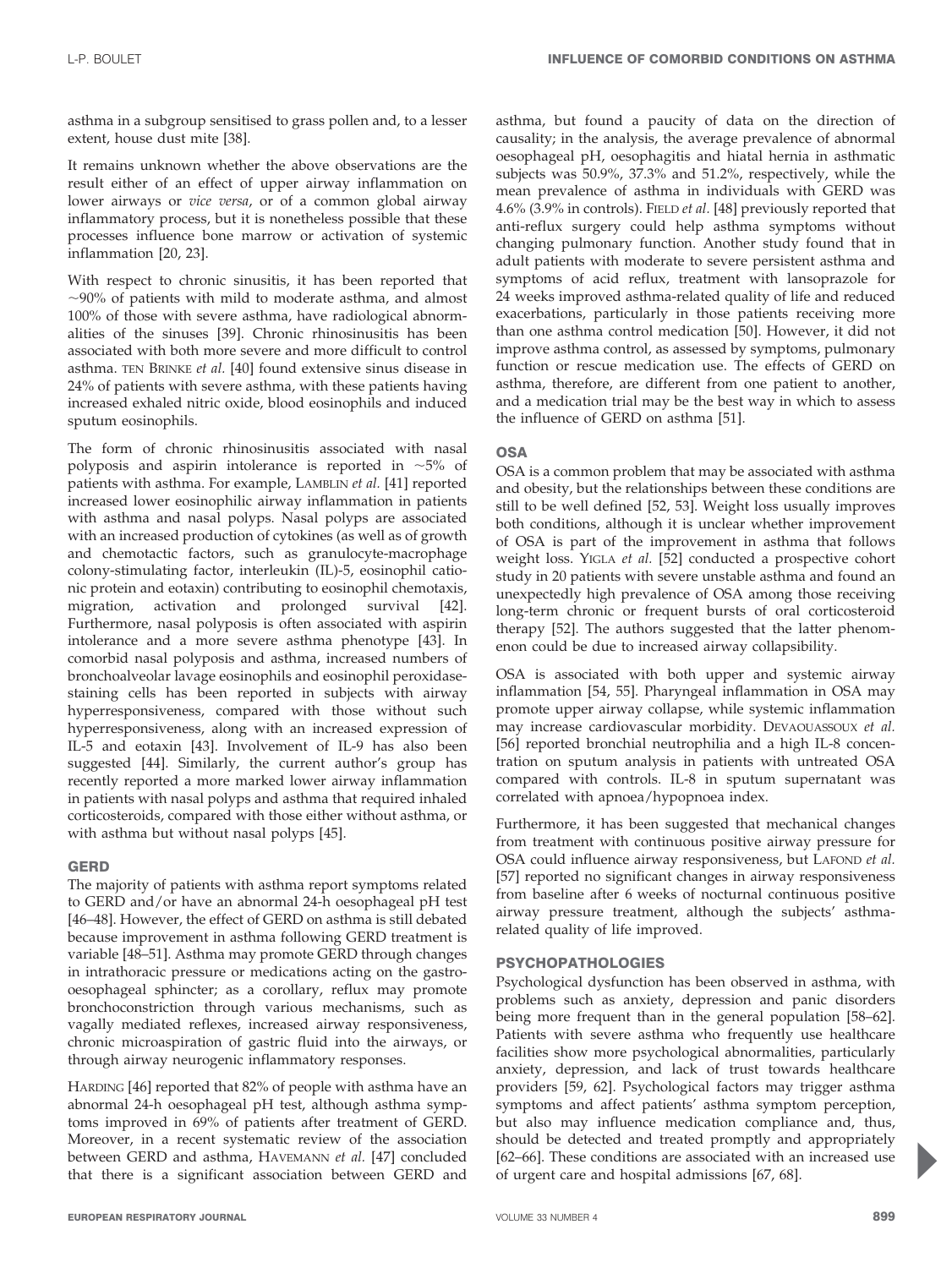asthma in a subgroup sensitised to grass pollen and, to a lesser extent, house dust mite [38].

It remains unknown whether the above observations are the result either of an effect of upper airway inflammation on lower airways or *vice versa*, or of a common global airway inflammatory process, but it is nonetheless possible that these processes influence bone marrow or activation of systemic inflammation [20, 23].

With respect to chronic sinusitis, it has been reported that ~90% of patients with mild to moderate asthma, and almost 100% of those with severe asthma, have radiological abnormalities of the sinuses [39]. Chronic rhinosinusitis has been associated with both more severe and more difficult to control asthma. TEN BRINKE *et al.* [40] found extensive sinus disease in 24% of patients with severe asthma, with these patients having increased exhaled nitric oxide, blood eosinophils and induced sputum eosinophils.

The form of chronic rhinosinusitis associated with nasal polyposis and aspirin intolerance is reported in ~5% of patients with asthma. For example, LAMBLIN *et al.* [41] reported increased lower eosinophilic airway inflammation in patients with asthma and nasal polyps. Nasal polyps are associated with an increased production of cytokines (as well as of growth and chemotactic factors, such as granulocyte-macrophage colony-stimulating factor, interleukin (IL)-5, eosinophil cationic protein and eotaxin) contributing to eosinophil chemotaxis, migration, activation and prolonged survival [42]. Furthermore, nasal polyposis is often associated with aspirin intolerance and a more severe asthma phenotype [43]. In comorbid nasal polyposis and asthma, increased numbers of bronchoalveolar lavage eosinophils and eosinophil peroxidase-staining cells has been reported in subjects with airway hyperresponsiveness, compared with those without such hyperresponsiveness, along with an increased expression of IL-5 and eotaxin [43]. Involvement of IL-9 has also been suggested [44]. Similarly, the current author's group has recently reported a more marked lower airway inflammation in patients with nasal polyps and asthma that required inhaled corticosteroids, compared with those either without asthma, or with asthma but without nasal polyps [45].

## GERD

The majority of patients with asthma report symptoms related to GERD and/or have an abnormal 24-h oesophageal pH test [46–48]. However, the effect of GERD on asthma is still debated because improvement in asthma following GERD treatment is variable [48–51]. Asthma may promote GERD through changes in intrathoracic pressure or medications acting on the gastro-oesophageal sphincter; as a corollary, reflux may promote bronchoconstriction through various mechanisms, such as vagally mediated reflexes, increased airway responsiveness, chronic microaspiration of gastric fluid into the airways, or through airway neurogenic inflammatory responses.

HARDING [46] reported that 82% of people with asthma have an abnormal 24-h oesophageal pH test, although asthma symptoms improved in 69% of patients after treatment of GERD. Moreover, in a recent systematic review of the association between GERD and asthma, HAVEMANN *et al.* [47] concluded that there is a significant association between GERD and asthma, but found a paucity of data on the direction of causality; in the analysis, the average prevalence of abnormal oesophageal pH, oesophagitis and hiatal hernia in asthmatic subjects was 50.9%, 37.3% and 51.2%, respectively, while the mean prevalence of asthma in individuals with GERD was 4.6% (3.9% in controls). FIELD *et al.* [48] previously reported that anti-reflux surgery could help asthma symptoms without changing pulmonary function. Another study found that in adult patients with moderate to severe persistent asthma and symptoms of acid reflux, treatment with lansoprazole for 24 weeks improved asthma-related quality of life and reduced exacerbations, particularly in those patients receiving more than one asthma control medication [50]. However, it did not improve asthma control, as assessed by symptoms, pulmonary function or rescue medication use. The effects of GERD on asthma, therefore, are different from one patient to another, and a medication trial may be the best way in which to assess the influence of GERD on asthma [51].

## OSA

OSA is a common problem that may be associated with asthma and obesity, but the relationships between these conditions are still to be well defined [52, 53]. Weight loss usually improves both conditions, although it is unclear whether improvement of OSA is part of the improvement in asthma that follows weight loss. YIGLA *et al.* [52] conducted a prospective cohort study in 20 patients with severe unstable asthma and found an unexpectedly high prevalence of OSA among those receiving long-term chronic or frequent bursts of oral corticosteroid therapy [52]. The authors suggested that the latter phenomenon could be due to increased airway collapsibility.

OSA is associated with both upper and systemic airway inflammation [54, 55]. Pharyngeal inflammation in OSA may promote upper airway collapse, while systemic inflammation may increase cardiovascular morbidity. DEVAOUASSOUX *et al.* [56] reported bronchial neutrophilia and a high IL-8 concentration on sputum analysis in patients with untreated OSA compared with controls. IL-8 in sputum supernatant was correlated with apnoea/hypopnoea index.

Furthermore, it has been suggested that mechanical changes from treatment with continuous positive airway pressure for OSA could influence airway responsiveness, but LAFOND *et al.* [57] reported no significant changes in airway responsiveness from baseline after 6 weeks of nocturnal continuous positive airway pressure treatment, although the subjects' asthma-related quality of life improved.

## PSYCHOPATHOLOGIES

Psychological dysfunction has been observed in asthma, with problems such as anxiety, depression and panic disorders being more frequent than in the general population [58–62]. Patients with severe asthma who frequently use healthcare facilities show more psychological abnormalities, particularly anxiety, depression, and lack of trust towards healthcare providers [59, 62]. Psychological factors may trigger asthma symptoms and affect patients' asthma symptom perception, but also may influence medication compliance and, thus, should be detected and treated promptly and appropriately [62–66]. These conditions are associated with an increased use of urgent care and hospital admissions [67, 68].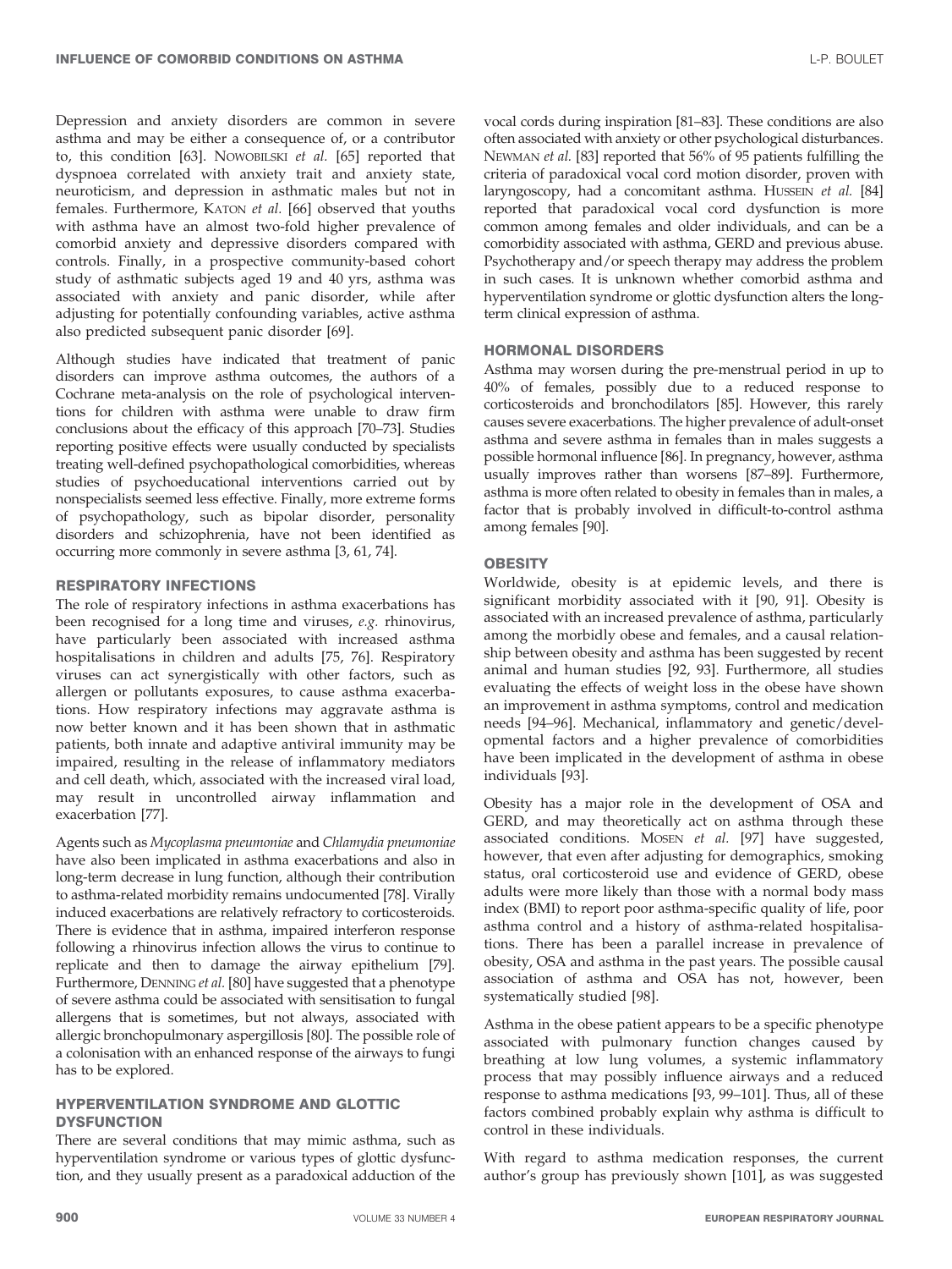Depression and anxiety disorders are common in severe asthma and may be either a consequence of, or a contributor to, this condition [63]. NOWOBILSKI *et al.* [65] reported that dyspnoea correlated with anxiety trait and anxiety state, neuroticism, and depression in asthmatic males but not in females. Furthermore, KATON *et al.* [66] observed that youths with asthma have an almost two-fold higher prevalence of comorbid anxiety and depressive disorders compared with controls. Finally, in a prospective community-based cohort study of asthmatic subjects aged 19 and 40 yrs, asthma was associated with anxiety and panic disorder, while after adjusting for potentially confounding variables, active asthma also predicted subsequent panic disorder [69].

Although studies have indicated that treatment of panic disorders can improve asthma outcomes, the authors of a Cochrane meta-analysis on the role of psychological interventions for children with asthma were unable to draw firm conclusions about the efficacy of this approach [70–73]. Studies reporting positive effects were usually conducted by specialists treating well-defined psychopathological comorbidities, whereas studies of psychoeducational interventions carried out by nonspecialists seemed less effective. Finally, more extreme forms of psychopathology, such as bipolar disorder, personality disorders and schizophrenia, have not been identified as occurring more commonly in severe asthma [3, 61, 74].

## RESPIRATORY INFECTIONS

The role of respiratory infections in asthma exacerbations has been recognised for a long time and viruses, *e.g.* rhinovirus, have particularly been associated with increased asthma hospitalisations in children and adults [75, 76]. Respiratory viruses can act synergistically with other factors, such as allergen or pollutants exposures, to cause asthma exacerbations. How respiratory infections may aggravate asthma is now better known and it has been shown that in asthmatic patients, both innate and adaptive antiviral immunity may be impaired, resulting in the release of inflammatory mediators and cell death, which, associated with the increased viral load, may result in uncontrolled airway inflammation and exacerbation [77].

Agents such as *Mycoplasma pneumoniae* and *Chlamydia pneumoniae* have also been implicated in asthma exacerbations and also in long-term decrease in lung function, although their contribution to asthma-related morbidity remains undocumented [78]. Virally induced exacerbations are relatively refractory to corticosteroids. There is evidence that in asthma, impaired interferon response following a rhinovirus infection allows the virus to continue to replicate and then to damage the airway epithelium [79]. Furthermore, DENNING *et al.* [80] have suggested that a phenotype of severe asthma could be associated with sensitisation to fungal allergens that is sometimes, but not always, associated with allergic bronchopulmonary aspergillosis [80]. The possible role of a colonisation with an enhanced response of the airways to fungi has to be explored.

## HYPERVENTILATION SYNDROME AND GLOTTIC DYSFUNCTION

There are several conditions that may mimic asthma, such as hyperventilation syndrome or various types of glottic dysfunction, and they usually present as a paradoxical adduction of the vocal cords during inspiration [81–83]. These conditions are also often associated with anxiety or other psychological disturbances. NEWMAN *et al.* [83] reported that 56% of 95 patients fulfilling the criteria of paradoxical vocal cord motion disorder, proven with laryngoscopy, had a concomitant asthma. HUSSEIN *et al.* [84] reported that paradoxical vocal cord dysfunction is more common among females and older individuals, and can be a comorbidity associated with asthma, GERD and previous abuse. Psychotherapy and/or speech therapy may address the problem in such cases. It is unknown whether comorbid asthma and hyperventilation syndrome or glottic dysfunction alters the long-term clinical expression of asthma.

## HORMONAL DISORDERS

Asthma may worsen during the pre-menstrual period in up to 40% of females, possibly due to a reduced response to corticosteroids and bronchodilators [85]. However, this rarely causes severe exacerbations. The higher prevalence of adult-onset asthma and severe asthma in females than in males suggests a possible hormonal influence [86]. In pregnancy, however, asthma usually improves rather than worsens [87–89]. Furthermore, asthma is more often related to obesity in females than in males, a factor that is probably involved in difficult-to-control asthma among females [90].

## OBESITY

Worldwide, obesity is at epidemic levels, and there is significant morbidity associated with it [90, 91]. Obesity is associated with an increased prevalence of asthma, particularly among the morbidly obese and females, and a causal relationship between obesity and asthma has been suggested by recent animal and human studies [92, 93]. Furthermore, all studies evaluating the effects of weight loss in the obese have shown an improvement in asthma symptoms, control and medication needs [94–96]. Mechanical, inflammatory and genetic/developmental factors and a higher prevalence of comorbidities have been implicated in the development of asthma in obese individuals [93].

Obesity has a major role in the development of OSA and GERD, and may theoretically act on asthma through these associated conditions. MOSEN *et al.* [97] have suggested, however, that even after adjusting for demographics, smoking status, oral corticosteroid use and evidence of GERD, obese adults were more likely than those with a normal body mass index (BMI) to report poor asthma-specific quality of life, poor asthma control and a history of asthma-related hospitalisations. There has been a parallel increase in prevalence of obesity, OSA and asthma in the past years. The possible causal association of asthma and OSA has not, however, been systematically studied [98].

Asthma in the obese patient appears to be a specific phenotype associated with pulmonary function changes caused by breathing at low lung volumes, a systemic inflammatory process that may possibly influence airways and a reduced response to asthma medications [93, 99–101]. Thus, all of these factors combined probably explain why asthma is difficult to control in these individuals.

With regard to asthma medication responses, the current author's group has previously shown [101], as was suggested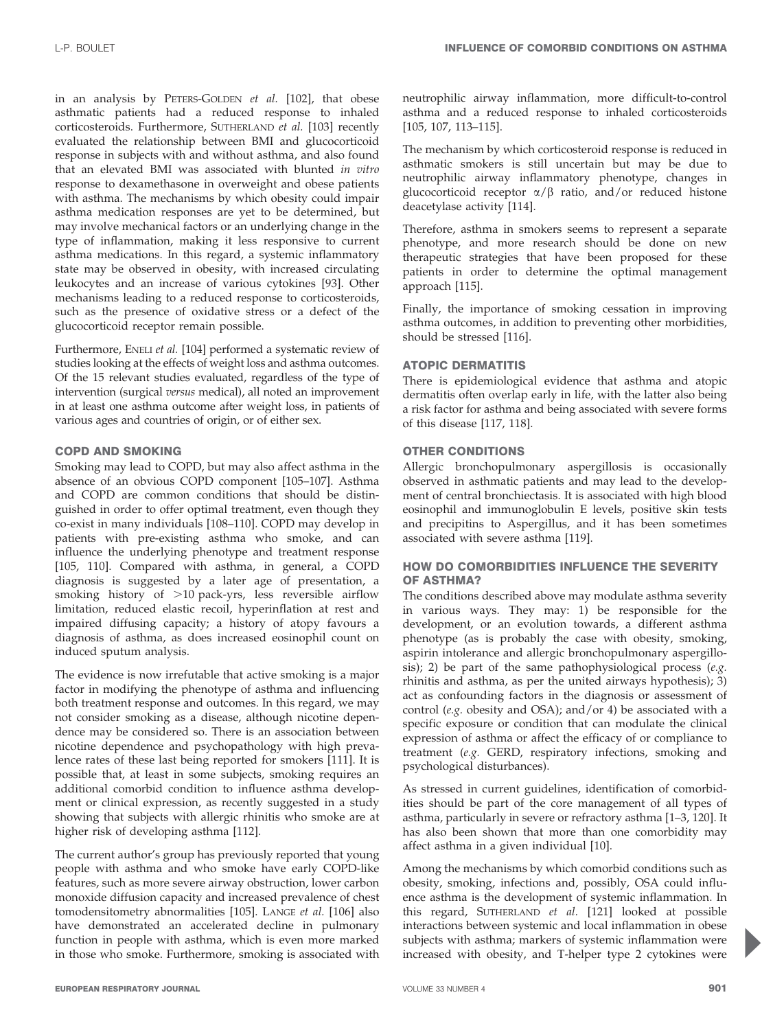in an analysis by Peters-Golden *et al.* [102], that obese asthmatic patients had a reduced response to inhaled corticosteroids. Furthermore, Sutherland *et al.* [103] recently evaluated the relationship between BMI and glucocorticoid response in subjects with and without asthma, and also found that an elevated BMI was associated with blunted *in vitro* response to dexamethasone in overweight and obese patients with asthma. The mechanisms by which obesity could impair asthma medication responses are yet to be determined, but may involve mechanical factors or an underlying change in the type of inflammation, making it less responsive to current asthma medications. In this regard, a systemic inflammatory state may be observed in obesity, with increased circulating leukocytes and an increase of various cytokines [93]. Other mechanisms leading to a reduced response to corticosteroids, such as the presence of oxidative stress or a defect of the glucocorticoid receptor remain possible.

Furthermore, Eneli *et al.* [104] performed a systematic review of studies looking at the effects of weight loss and asthma outcomes. Of the 15 relevant studies evaluated, regardless of the type of intervention (surgical *versus* medical), all noted an improvement in at least one asthma outcome after weight loss, in patients of various ages and countries of origin, or of either sex.

### COPD AND SMOKING

Smoking may lead to COPD, but may also affect asthma in the absence of an obvious COPD component [105–107]. Asthma and COPD are common conditions that should be distinguished in order to offer optimal treatment, even though they co-exist in many individuals [108–110]. COPD may develop in patients with pre-existing asthma who smoke, and can influence the underlying phenotype and treatment response [105, 110]. Compared with asthma, in general, a COPD diagnosis is suggested by a later age of presentation, a smoking history of >10 pack-yrs, less reversible airflow limitation, reduced elastic recoil, hyperinflation at rest and impaired diffusing capacity; a history of atopy favours a diagnosis of asthma, as does increased eosinophil count on induced sputum analysis.

The evidence is now irrefutable that active smoking is a major factor in modifying the phenotype of asthma and influencing both treatment response and outcomes. In this regard, we may not consider smoking as a disease, although nicotine dependence may be considered so. There is an association between nicotine dependence and psychopathology with high prevalence rates of these last being reported for smokers [111]. It is possible that, at least in some subjects, smoking requires an additional comorbid condition to influence asthma development or clinical expression, as recently suggested in a study showing that subjects with allergic rhinitis who smoke are at higher risk of developing asthma [112].

The current author's group has previously reported that young people with asthma and who smoke have early COPD-like features, such as more severe airway obstruction, lower carbon monoxide diffusion capacity and increased prevalence of chest tomodensitometry abnormalities [105]. Lange *et al.* [106] also have demonstrated an accelerated decline in pulmonary function in people with asthma, which is even more marked in those who smoke. Furthermore, smoking is associated with neutrophilic airway inflammation, more difficult-to-control asthma and a reduced response to inhaled corticosteroids [105, 107, 113–115].

The mechanism by which corticosteroid response is reduced in asthmatic smokers is still uncertain but may be due to neutrophilic airway inflammatory phenotype, changes in glucocorticoid receptor $\alpha/\beta$ ratio, and/or reduced histone deacetylase activity [114].

Therefore, asthma in smokers seems to represent a separate phenotype, and more research should be done on new therapeutic strategies that have been proposed for these patients in order to determine the optimal management approach [115].

Finally, the importance of smoking cessation in improving asthma outcomes, in addition to preventing other morbidities, should be stressed [116].

### ATOPIC DERMATITIS

There is epidemiological evidence that asthma and atopic dermatitis often overlap early in life, with the latter also being a risk factor for asthma and being associated with severe forms of this disease [117, 118].

### OTHER CONDITIONS

Allergic bronchopulmonary aspergillosis is occasionally observed in asthmatic patients and may lead to the development of central bronchiectasis. It is associated with high blood eosinophil and immunoglobulin E levels, positive skin tests and precipitins to Aspergillus, and it has been sometimes associated with severe asthma [119].

### HOW DO COMORBIDITIES INFLUENCE THE SEVERITY OF ASTHMA?

The conditions described above may modulate asthma severity in various ways. They may: 1) be responsible for the development, or an evolution towards, a different asthma phenotype (as is probably the case with obesity, smoking, aspirin intolerance and allergic bronchopulmonary aspergillosis); 2) be part of the same pathophysiological process (*e.g.* rhinitis and asthma, as per the united airways hypothesis); 3) act as confounding factors in the diagnosis or assessment of control (*e.g.* obesity and OSA); and/or 4) be associated with a specific exposure or condition that can modulate the clinical expression of asthma or affect the efficacy of or compliance to treatment (*e.g.* GERD, respiratory infections, smoking and psychological disturbances).

As stressed in current guidelines, identification of comorbidities should be part of the core management of all types of asthma, particularly in severe or refractory asthma [1–3, 120]. It has also been shown that more than one comorbidity may affect asthma in a given individual [10].

Among the mechanisms by which comorbid conditions such as obesity, smoking, infections and, possibly, OSA could influence asthma is the development of systemic inflammation. In this regard, Sutherland *et al.* [121] looked at possible interactions between systemic and local inflammation in obese subjects with asthma; markers of systemic inflammation were increased with obesity, and T-helper type 2 cytokines were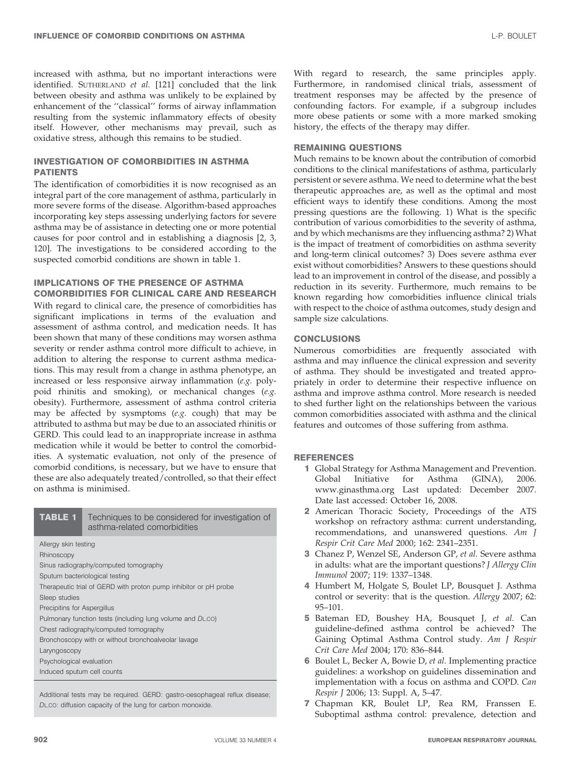increased with asthma, but no important interactions were identified. SUTHERLAND *et al.* [121] concluded that the link between obesity and asthma was unlikely to be explained by enhancement of the ''classical'' forms of airway inflammation resulting from the systemic inflammatory effects of obesity itself. However, other mechanisms may prevail, such as oxidative stress, although this remains to be studied.

## INVESTIGATION OF COMORBIDITIES IN ASTHMA PATIENTS

The identification of comorbidities it is now recognised as an integral part of the core management of asthma, particularly in more severe forms of the disease. Algorithm-based approaches incorporating key steps assessing underlying factors for severe asthma may be of assistance in detecting one or more potential causes for poor control and in establishing a diagnosis [2, 3, 120]. The investigations to be considered according to the suspected comorbid conditions are shown in table 1.

## IMPLICATIONS OF THE PRESENCE OF ASTHMA COMORBIDITIES FOR CLINICAL CARE AND RESEARCH

With regard to clinical care, the presence of comorbidities has significant implications in terms of the evaluation and assessment of asthma control, and medication needs. It has been shown that many of these conditions may worsen asthma severity or render asthma control more difficult to achieve, in addition to altering the response to current asthma medications. This may result from a change in asthma phenotype, an increased or less responsive airway inflammation (*e.g.* polypoid rhinitis and smoking), or mechanical changes (*e.g.* obesity). Furthermore, assessment of asthma control criteria may be affected by sysmptoms (*e.g.* cough) that may be attributed to asthma but may be due to an associated rhinitis or GERD. This could lead to an inappropriate increase in asthma medication while it would be better to control the comorbidities. A systematic evaluation, not only of the presence of comorbid conditions, is necessary, but we have to ensure that these are also adequately treated/controlled, so that their effect on asthma is minimised.

**TABLE 1** Techniques to be considered for investigation of asthma-related comorbidities

| |
|---|
| Allergy skin testing |
| Rhinoscopy |
| Sinus radiography/computed tomography |
| Sputum bacteriological testing |
| Therapeutic trial of GERD with proton pump inhibitor or pH probe |
| Sleep studies |
| Precipitins for Aspergillus |
| Pulmonary function tests (including lung volume and $D_{L,CO}$) |
| Chest radiography/computed tomography |
| Bronchoscopy with or without bronchoalveolar lavage |
| Laryngoscopy |
| Psychological evaluation |
| Induced sputum cell counts |

Additional tests may be required. GERD: gastro-oesophageal reflux disease; $D_{L,CO}$: diffusion capacity of the lung for carbon monoxide.

With regard to research, the same principles apply. Furthermore, in randomised clinical trials, assessment of treatment responses may be affected by the presence of confounding factors. For example, if a subgroup includes more obese patients or some with a more marked smoking history, the effects of the therapy may differ.

## REMAINING QUESTIONS

Much remains to be known about the contribution of comorbid conditions to the clinical manifestations of asthma, particularly persistent or severe asthma. We need to determine what the best therapeutic approaches are, as well as the optimal and most efficient ways to identify these conditions. Among the most pressing questions are the following. 1) What is the specific contribution of various comorbidities to the severity of asthma, and by which mechanisms are they influencing asthma? 2) What is the impact of treatment of comorbidities on asthma severity and long-term clinical outcomes? 3) Does severe asthma ever exist without comorbidities? Answers to these questions should lead to an improvement in control of the disease, and possibly a reduction in its severity. Furthermore, much remains to be known regarding how comorbidities influence clinical trials with respect to the choice of asthma outcomes, study design and sample size calculations.

## CONCLUSIONS

Numerous comorbidities are frequently associated with asthma and may influence the clinical expression and severity of asthma. They should be investigated and treated appropriately in order to determine their respective influence on asthma and improve asthma control. More research is needed to shed further light on the relationships between the various common comorbidities associated with asthma and the clinical features and outcomes of those suffering from asthma.

## REFERENCES

1. Global Strategy for Asthma Management and Prevention. Global Initiative for Asthma (GINA), 2006. www.ginasthma.org Last updated: December 2007. Date last accessed: October 16, 2008.
2. American Thoracic Society, Proceedings of the ATS workshop on refractory asthma: current understanding, recommendations, and unanswered questions. *Am J Respir Crit Care Med* 2000; 162: 2341–2351.
3. Chanez P, Wenzel SE, Anderson GP, *et al.* Severe asthma in adults: what are the important questions? *J Allergy Clin Immunol* 2007; 119: 1337–1348.
4. Humbert M, Holgate S, Boulet LP, Bousquet J. Asthma control or severity: that is the question. *Allergy* 2007; 62: 95–101.
5. Bateman ED, Boushey HA, Bousquet J, *et al.* Can guideline-defined asthma control be achieved? The Gaining Optimal Asthma Control study. *Am J Respir Crit Care Med* 2004; 170: 836–844.
6. Boulet L, Becker A, Bowie D, *et al.* Implementing practice guidelines: a workshop on guidelines dissemination and implementation with a focus on asthma and COPD. *Can Respir J* 2006; 13: Suppl. A, 5–47.
7. Chapman KR, Boulet LP, Rea RM, Franssen E. Suboptimal asthma control: prevalence, detection and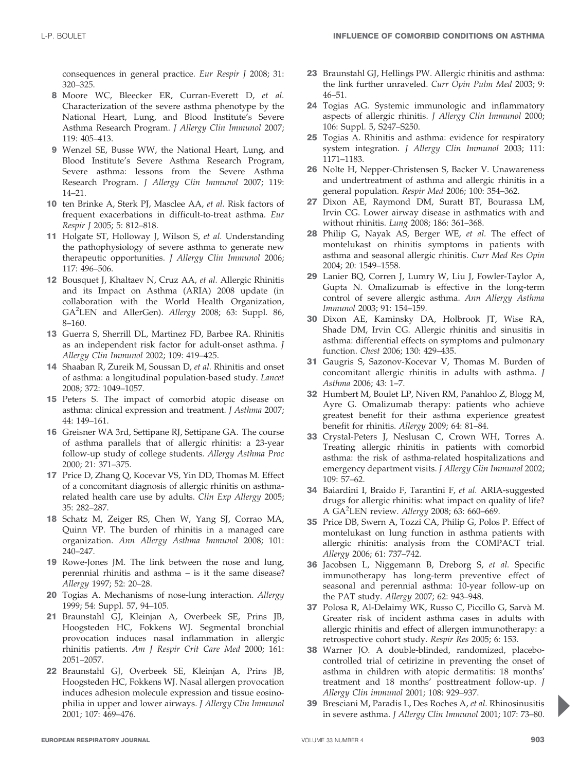consequences in general practice. *Eur Respir J* 2008; 31: 320–325.

8. Moore WC, Bleecker ER, Curran-Everett D, *et al.* Characterization of the severe asthma phenotype by the National Heart, Lung, and Blood Institute's Severe Asthma Research Program. *J Allergy Clin Immunol* 2007; 119: 405–413.
9. Wenzel SE, Busse WW, the National Heart, Lung, and Blood Institute's Severe Asthma Research Program, Severe asthma: lessons from the Severe Asthma Research Program. *J Allergy Clin Immunol* 2007; 119: 14–21.
10. ten Brinke A, Sterk PJ, Masclee AA, *et al.* Risk factors of frequent exacerbations in difficult-to-treat asthma. *Eur Respir J* 2005; 5: 812–818.
11. Holgate ST, Holloway J, Wilson S, *et al.* Understanding the pathophysiology of severe asthma to generate new therapeutic opportunities. *J Allergy Clin Immunol* 2006; 117: 496–506.
12. Bousquet J, Khaltaev N, Cruz AA, *et al.* Allergic Rhinitis and its Impact on Asthma (ARIA) 2008 update (in collaboration with the World Health Organization, GA²LEN and AllerGen). *Allergy* 2008; 63: Suppl. 86, 8–160.
13. Guerra S, Sherrill DL, Martinez FD, Barbee RA. Rhinitis as an independent risk factor for adult-onset asthma. *J Allergy Clin Immunol* 2002; 109: 419–425.
14. Shaaban R, Zureik M, Soussan D, *et al.* Rhinitis and onset of asthma: a longitudinal population-based study. *Lancet* 2008; 372: 1049–1057.
15. Peters S. The impact of comorbid atopic disease on asthma: clinical expression and treatment. *J Asthma* 2007; 44: 149–161.
16. Greisner WA 3rd, Settipane RJ, Settipane GA. The course of asthma parallels that of allergic rhinitis: a 23-year follow-up study of college students. *Allergy Asthma Proc* 2000; 21: 371–375.
17. Price D, Zhang Q, Kocevar VS, Yin DD, Thomas M. Effect of a concomitant diagnosis of allergic rhinitis on asthma-related health care use by adults. *Clin Exp Allergy* 2005; 35: 282–287.
18. Schatz M, Zeiger RS, Chen W, Yang SJ, Corrao MA, Quinn VP. The burden of rhinitis in a managed care organization. *Ann Allergy Asthma Immunol* 2008; 101: 240–247.
19. Rowe-Jones JM. The link between the nose and lung, perennial rhinitis and asthma – is it the same disease? *Allergy* 1997; 52: 20–28.
20. Togias A. Mechanisms of nose-lung interaction. *Allergy* 1999; 54: Suppl. 57, 94–105.
21. Braunstahl GJ, Kleinjan A, Overbeek SE, Prins JB, Hoogsteden HC, Fokkens WJ. Segmental bronchial provocation induces nasal inflammation in allergic rhinitis patients. *Am J Respir Crit Care Med* 2000; 161: 2051–2057.
22. Braunstahl GJ, Overbeek SE, Kleinjan A, Prins JB, Hoogsteden HC, Fokkens WJ. Nasal allergen provocation induces adhesion molecule expression and tissue eosinophilia in upper and lower airways. *J Allergy Clin Immunol* 2001; 107: 469–476.
23. Braunstahl GJ, Hellings PW. Allergic rhinitis and asthma: the link further unraveled. *Curr Opin Pulm Med* 2003; 9: 46–51.
24. Togias AG. Systemic immunologic and inflammatory aspects of allergic rhinitis. *J Allergy Clin Immunol* 2000; 106: Suppl. 5, S247–S250.
25. Togias A. Rhinitis and asthma: evidence for respiratory system integration. *J Allergy Clin Immunol* 2003; 111: 1171–1183.
26. Nolte H, Nepper-Christensen S, Backer V. Unawareness and undertreatment of asthma and allergic rhinitis in a general population. *Respir Med* 2006; 100: 354–362.
27. Dixon AE, Raymond DM, Suratt BT, Bourassa LM, Irvin CG. Lower airway disease in asthmatics with and without rhinitis. *Lung* 2008; 186: 361–368.
28. Philip G, Nayak AS, Berger WE, *et al.* The effect of montelukast on rhinitis symptoms in patients with asthma and seasonal allergic rhinitis. *Curr Med Res Opin* 2004; 20: 1549–1558.
29. Lanier BQ, Corren J, Lumry W, Liu J, Fowler-Taylor A, Gupta N. Omalizumab is effective in the long-term control of severe allergic asthma. *Ann Allergy Asthma Immunol* 2003; 91: 154–159.
30. Dixon AE, Kaminsky DA, Holbrook JT, Wise RA, Shade DM, Irvin CG. Allergic rhinitis and sinusitis in asthma: differential effects on symptoms and pulmonary function. *Chest* 2006; 130: 429–435.
31. Gaugris S, Sazonov-Kocevar V, Thomas M. Burden of concomitant allergic rhinitis in adults with asthma. *J Asthma* 2006; 43: 1–7.
32. Humbert M, Boulet LP, Niven RM, Panahloo Z, Blogg M, Ayre G. Omalizumab therapy: patients who achieve greatest benefit for their asthma experience greatest benefit for rhinitis. *Allergy* 2009; 64: 81–84.
33. Crystal-Peters J, Neslusan C, Crown WH, Torres A. Treating allergic rhinitis in patients with comorbid asthma: the risk of asthma-related hospitalizations and emergency department visits. *J Allergy Clin Immunol* 2002; 109: 57–62.
34. Baiardini I, Braido F, Tarantini F, *et al.* ARIA-suggested drugs for allergic rhinitis: what impact on quality of life? A GA²LEN review. *Allergy* 2008; 63: 660–669.
35. Price DB, Swern A, Tozzi CA, Philip G, Polos P. Effect of montelukast on lung function in asthma patients with allergic rhinitis: analysis from the COMPACT trial. *Allergy* 2006; 61: 737–742.
36. Jacobsen L, Niggemann B, Dreborg S, *et al.* Specific immunotherapy has long-term preventive effect of seasonal and perennial asthma: 10-year follow-up on the PAT study. *Allergy* 2007; 62: 943–948.
37. Polosa R, Al-Delaimy WK, Russo C, Piccillo G, Sarvà M. Greater risk of incident asthma cases in adults with allergic rhinitis and effect of allergen immunotherapy: a retrospective cohort study. *Respir Res* 2005; 6: 153.
38. Warner JO. A double-blinded, randomized, placebo-controlled trial of cetirizine in preventing the onset of asthma in children with atopic dermatitis: 18 months' treatment and 18 months' posttreatment follow-up. *J Allergy Clin immunol* 2001; 108: 929–937.
39. Bresciani M, Paradis L, Des Roches A, *et al.* Rhinosinusitis in severe asthma. *J Allergy Clin Immunol* 2001; 107: 73–80.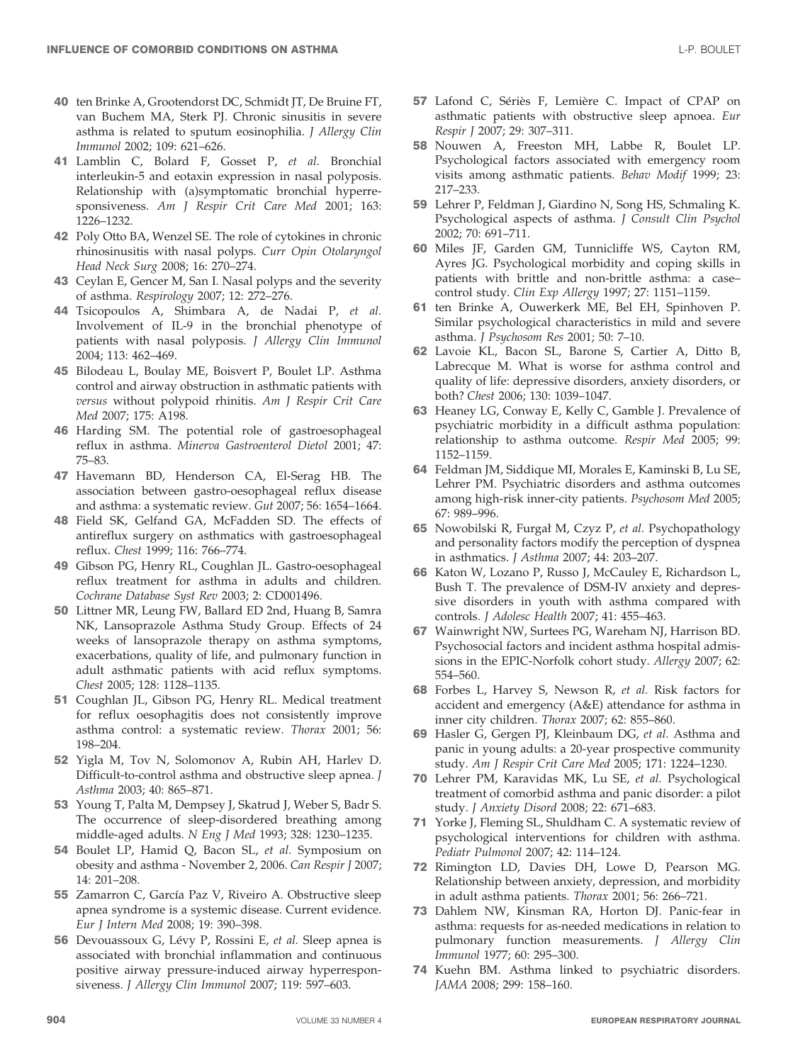40 ten Brinke A, Grootendorst DC, Schmidt JT, De Bruine FT, van Buchem MA, Sterk PJ. Chronic sinusitis in severe asthma is related to sputum eosinophilia. *J Allergy Clin Immunol* 2002; 109: 621–626.

41 Lamblin C, Bolard F, Gosset P, *et al.* Bronchial interleukin-5 and eotaxin expression in nasal polyposis. Relationship with (a)symptomatic bronchial hyperresponsiveness. *Am J Respir Crit Care Med* 2001; 163: 1226–1232.

42 Poly Otto BA, Wenzel SE. The role of cytokines in chronic rhinosinusitis with nasal polyps. *Curr Opin Otolaryngol Head Neck Surg* 2008; 16: 270–274.

43 Ceylan E, Gencer M, San I. Nasal polyps and the severity of asthma. *Respirology* 2007; 12: 272–276.

44 Tsicopoulos A, Shimbara A, de Nadai P, *et al.* Involvement of IL-9 in the bronchial phenotype of patients with nasal polyposis. *J Allergy Clin Immunol* 2004; 113: 462–469.

45 Bilodeau L, Boulay ME, Boisvert P, Boulet LP. Asthma control and airway obstruction in asthmatic patients with *versus* without polypoid rhinitis. *Am J Respir Crit Care Med* 2007; 175: A198.

46 Harding SM. The potential role of gastroesophageal reflux in asthma. *Minerva Gastroenterol Dietol* 2001; 47: 75–83.

47 Havemann BD, Henderson CA, El-Serag HB. The association between gastro-oesophageal reflux disease and asthma: a systematic review. *Gut* 2007; 56: 1654–1664.

48 Field SK, Gelfand GA, McFadden SD. The effects of antireflux surgery on asthmatics with gastroesophageal reflux. *Chest* 1999; 116: 766–774.

49 Gibson PG, Henry RL, Coughlan JL. Gastro-oesophageal reflux treatment for asthma in adults and children. *Cochrane Database Syst Rev* 2003; 2: CD001496.

50 Littner MR, Leung FW, Ballard ED 2nd, Huang B, Samra NK, Lansoprazole Asthma Study Group. Effects of 24 weeks of lansoprazole therapy on asthma symptoms, exacerbations, quality of life, and pulmonary function in adult asthmatic patients with acid reflux symptoms. *Chest* 2005; 128: 1128–1135.

51 Coughlan JL, Gibson PG, Henry RL. Medical treatment for reflux oesophagitis does not consistently improve asthma control: a systematic review. *Thorax* 2001; 56: 198–204.

52 Yigla M, Tov N, Solomonov A, Rubin AH, Harlev D. Difficult-to-control asthma and obstructive sleep apnea. *J Asthma* 2003; 40: 865–871.

53 Young T, Palta M, Dempsey J, Skatrud J, Weber S, Badr S. The occurrence of sleep-disordered breathing among middle-aged adults. *N Eng J Med* 1993; 328: 1230–1235.

54 Boulet LP, Hamid Q, Bacon SL, *et al.* Symposium on obesity and asthma - November 2, 2006. *Can Respir J* 2007; 14: 201–208.

55 Zamarron C, García Paz V, Riveiro A. Obstructive sleep apnea syndrome is a systemic disease. Current evidence. *Eur J Intern Med* 2008; 19: 390–398.

56 Devouassoux G, Lévy P, Rossini E, *et al.* Sleep apnea is associated with bronchial inflammation and continuous positive airway pressure-induced airway hyperresponsiveness. *J Allergy Clin Immunol* 2007; 119: 597–603.

57 Lafond C, Sériès F, Lemière C. Impact of CPAP on asthmatic patients with obstructive sleep apnoea. *Eur Respir J* 2007; 29: 307–311.

58 Nouwen A, Freeston MH, Labbe R, Boulet LP. Psychological factors associated with emergency room visits among asthmatic patients. *Behav Modif* 1999; 23: 217–233.

59 Lehrer P, Feldman J, Giardino N, Song HS, Schmaling K. Psychological aspects of asthma. *J Consult Clin Psychol* 2002; 70: 691–711.

60 Miles JF, Garden GM, Tunnicliffe WS, Cayton RM, Ayres JG. Psychological morbidity and coping skills in patients with brittle and non-brittle asthma: a case–control study. *Clin Exp Allergy* 1997; 27: 1151–1159.

61 ten Brinke A, Ouwerkerk ME, Bel EH, Spinhoven P. Similar psychological characteristics in mild and severe asthma. *J Psychosom Res* 2001; 50: 7–10.

62 Lavoie KL, Bacon SL, Barone S, Cartier A, Ditto B, Labrecque M. What is worse for asthma control and quality of life: depressive disorders, anxiety disorders, or both? *Chest* 2006; 130: 1039–1047.

63 Heaney LG, Conway E, Kelly C, Gamble J. Prevalence of psychiatric morbidity in a difficult asthma population: relationship to asthma outcome. *Respir Med* 2005; 99: 1152–1159.

64 Feldman JM, Siddique MI, Morales E, Kaminski B, Lu SE, Lehrer PM. Psychiatric disorders and asthma outcomes among high-risk inner-city patients. *Psychosom Med* 2005; 67: 989–996.

65 Nowobilski R, Furgał M, Czyz P, *et al.* Psychopathology and personality factors modify the perception of dyspnea in asthmatics. *J Asthma* 2007; 44: 203–207.

66 Katon W, Lozano P, Russo J, McCauley E, Richardson L, Bush T. The prevalence of DSM-IV anxiety and depressive disorders in youth with asthma compared with controls. *J Adolesc Health* 2007; 41: 455–463.

67 Wainwright NW, Surtees PG, Wareham NJ, Harrison BD. Psychosocial factors and incident asthma hospital admissions in the EPIC-Norfolk cohort study. *Allergy* 2007; 62: 554–560.

68 Forbes L, Harvey S, Newson R, *et al.* Risk factors for accident and emergency (A&E) attendance for asthma in inner city children. *Thorax* 2007; 62: 855–860.

69 Hasler G, Gergen PJ, Kleinbaum DG, *et al.* Asthma and panic in young adults: a 20-year prospective community study. *Am J Respir Crit Care Med* 2005; 171: 1224–1230.

70 Lehrer PM, Karavidas MK, Lu SE, *et al.* Psychological treatment of comorbid asthma and panic disorder: a pilot study. *J Anxiety Disord* 2008; 22: 671–683.

71 Yorke J, Fleming SL, Shuldham C. A systematic review of psychological interventions for children with asthma. *Pediatr Pulmonol* 2007; 42: 114–124.

72 Rimington LD, Davies DH, Lowe D, Pearson MG. Relationship between anxiety, depression, and morbidity in adult asthma patients. *Thorax* 2001; 56: 266–721.

73 Dahlem NW, Kinsman RA, Horton DJ. Panic-fear in asthma: requests for as-needed medications in relation to pulmonary function measurements. *J Allergy Clin Immunol* 1977; 60: 295–300.

74 Kuehn BM. Asthma linked to psychiatric disorders. *JAMA* 2008; 299: 158–160.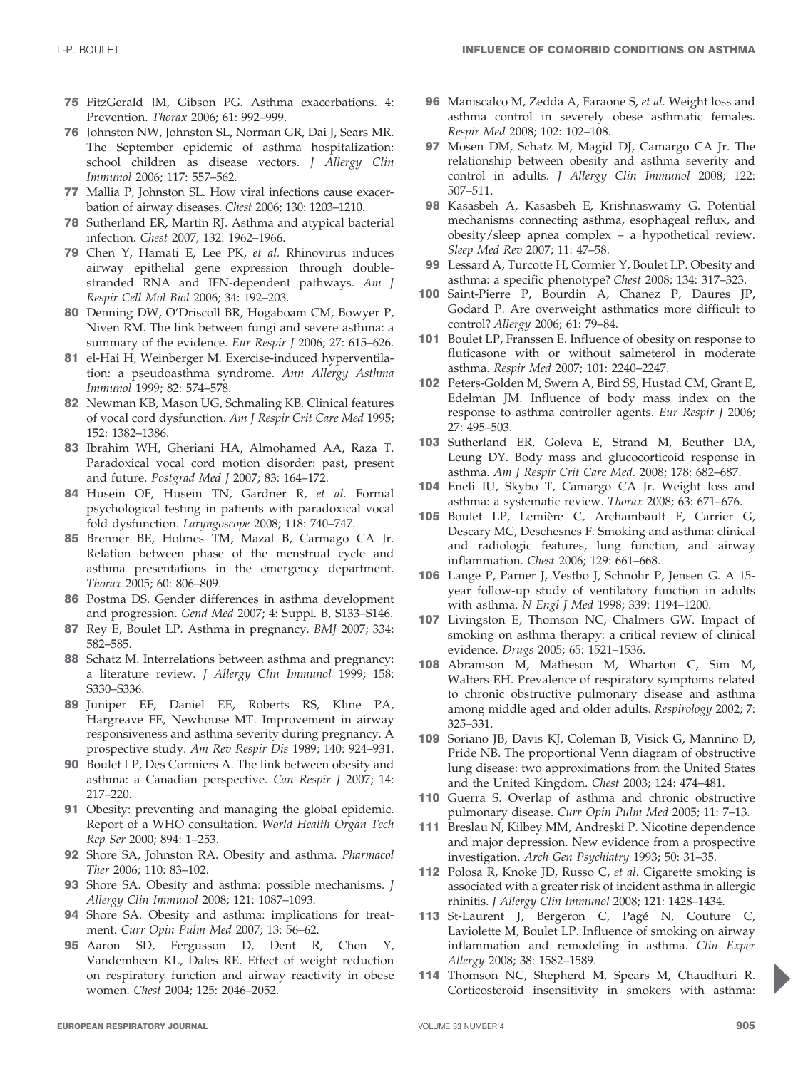75 FitzGerald JM, Gibson PG. Asthma exacerbations. 4: Prevention. *Thorax* 2006; 61: 992–999.

76 Johnston NW, Johnston SL, Norman GR, Dai J, Sears MR. The September epidemic of asthma hospitalization: school children as disease vectors. *J Allergy Clin Immunol* 2006; 117: 557–562.

77 Mallia P, Johnston SL. How viral infections cause exacerbation of airway diseases. *Chest* 2006; 130: 1203–1210.

78 Sutherland ER, Martin RJ. Asthma and atypical bacterial infection. *Chest* 2007; 132: 1962–1966.

79 Chen Y, Hamati E, Lee PK, *et al.* Rhinovirus induces airway epithelial gene expression through double-stranded RNA and IFN-dependent pathways. *Am J Respir Cell Mol Biol* 2006; 34: 192–203.

80 Denning DW, O'Driscoll BR, Hogaboam CM, Bowyer P, Niven RM. The link between fungi and severe asthma: a summary of the evidence. *Eur Respir J* 2006; 27: 615–626.

81 el-Hai H, Weinberger M. Exercise-induced hyperventilation: a pseudoasthma syndrome. *Ann Allergy Asthma Immunol* 1999; 82: 574–578.

82 Newman KB, Mason UG, Schmaling KB. Clinical features of vocal cord dysfunction. *Am J Respir Crit Care Med* 1995; 152: 1382–1386.

83 Ibrahim WH, Gheriani HA, Almohamed AA, Raza T. Paradoxical vocal cord motion disorder: past, present and future. *Postgrad Med J* 2007; 83: 164–172.

84 Husein OF, Husein TN, Gardner R, *et al.* Formal psychological testing in patients with paradoxical vocal fold dysfunction. *Laryngoscope* 2008; 118: 740–747.

85 Brenner BE, Holmes TM, Mazal B, Carmago CA Jr. Relation between phase of the menstrual cycle and asthma presentations in the emergency department. *Thorax* 2005; 60: 806–809.

86 Postma DS. Gender differences in asthma development and progression. *Gend Med* 2007; 4: Suppl. B, S133–S146.

87 Rey E, Boulet LP. Asthma in pregnancy. *BMJ* 2007; 334: 582–585.

88 Schatz M. Interrelations between asthma and pregnancy: a literature review. *J Allergy Clin Immunol* 1999; 158: S330–S336.

89 Juniper EF, Daniel EE, Roberts RS, Kline PA, Hargreave FE, Newhouse MT. Improvement in airway responsiveness and asthma severity during pregnancy. A prospective study. *Am Rev Respir Dis* 1989; 140: 924–931.

90 Boulet LP, Des Cormiers A. The link between obesity and asthma: a Canadian perspective. *Can Respir J* 2007; 14: 217–220.

91 Obesity: preventing and managing the global epidemic. Report of a WHO consultation. *World Health Organ Tech Rep Ser* 2000; 894: 1–253.

92 Shore SA, Johnston RA. Obesity and asthma. *Pharmacol Ther* 2006; 110: 83–102.

93 Shore SA. Obesity and asthma: possible mechanisms. *J Allergy Clin Immunol* 2008; 121: 1087–1093.

94 Shore SA. Obesity and asthma: implications for treatment. *Curr Opin Pulm Med* 2007; 13: 56–62.

95 Aaron SD, Fergusson D, Dent R, Chen Y, Vandemheen KL, Dales RE. Effect of weight reduction on respiratory function and airway reactivity in obese women. *Chest* 2004; 125: 2046–2052.

96 Maniscalco M, Zedda A, Faraone S, *et al.* Weight loss and asthma control in severely obese asthmatic females. *Respir Med* 2008; 102: 102–108.

97 Mosen DM, Schatz M, Magid DJ, Camargo CA Jr. The relationship between obesity and asthma severity and control in adults. *J Allergy Clin Immunol* 2008; 122: 507–511.

98 Kasasbeh A, Kasasbeh E, Krishnaswamy G. Potential mechanisms connecting asthma, esophageal reflux, and obesity/sleep apnea complex – a hypothetical review. *Sleep Med Rev* 2007; 11: 47–58.

99 Lessard A, Turcotte H, Cormier Y, Boulet LP. Obesity and asthma: a specific phenotype? *Chest* 2008; 134: 317–323.

100 Saint-Pierre P, Bourdin A, Chanez P, Daures JP, Godard P. Are overweight asthmatics more difficult to control? *Allergy* 2006; 61: 79–84.

101 Boulet LP, Franssen E. Influence of obesity on response to fluticasone with or without salmeterol in moderate asthma. *Respir Med* 2007; 101: 2240–2247.

102 Peters-Golden M, Swern A, Bird SS, Hustad CM, Grant E, Edelman JM. Influence of body mass index on the response to asthma controller agents. *Eur Respir J* 2006; 27: 495–503.

103 Sutherland ER, Goleva E, Strand M, Beuther DA, Leung DY. Body mass and glucocorticoid response in asthma. *Am J Respir Crit Care Med.* 2008; 178: 682–687.

104 Eneli IU, Skybo T, Camargo CA Jr. Weight loss and asthma: a systematic review. *Thorax* 2008; 63: 671–676.

105 Boulet LP, Lemière C, Archambault F, Carrier G, Descary MC, Deschesnes F. Smoking and asthma: clinical and radiologic features, lung function, and airway inflammation. *Chest* 2006; 129: 661–668.

106 Lange P, Parner J, Vestbo J, Schnohr P, Jensen G. A 15-year follow-up study of ventilatory function in adults with asthma. *N Engl J Med* 1998; 339: 1194–1200.

107 Livingston E, Thomson NC, Chalmers GW. Impact of smoking on asthma therapy: a critical review of clinical evidence. *Drugs* 2005; 65: 1521–1536.

108 Abramson M, Matheson M, Wharton C, Sim M, Walters EH. Prevalence of respiratory symptoms related to chronic obstructive pulmonary disease and asthma among middle aged and older adults. *Respirology* 2002; 7: 325–331.

109 Soriano JB, Davis KJ, Coleman B, Visick G, Mannino D, Pride NB. The proportional Venn diagram of obstructive lung disease: two approximations from the United States and the United Kingdom. *Chest* 2003; 124: 474–481.

110 Guerra S. Overlap of asthma and chronic obstructive pulmonary disease. *Curr Opin Pulm Med* 2005; 11: 7–13.

111 Breslau N, Kilbey MM, Andreski P. Nicotine dependence and major depression. New evidence from a prospective investigation. *Arch Gen Psychiatry* 1993; 50: 31–35.

112 Polosa R, Knoke JD, Russo C, *et al.* Cigarette smoking is associated with a greater risk of incident asthma in allergic rhinitis. *J Allergy Clin Immunol* 2008; 121: 1428–1434.

113 St-Laurent J, Bergeron C, Pagé N, Couture C, Laviolette M, Boulet LP. Influence of smoking on airway inflammation and remodeling in asthma. *Clin Exper Allergy* 2008; 38: 1582–1589.

114 Thomson NC, Shepherd M, Spears M, Chaudhuri R. Corticosteroid insensitivity in smokers with asthma: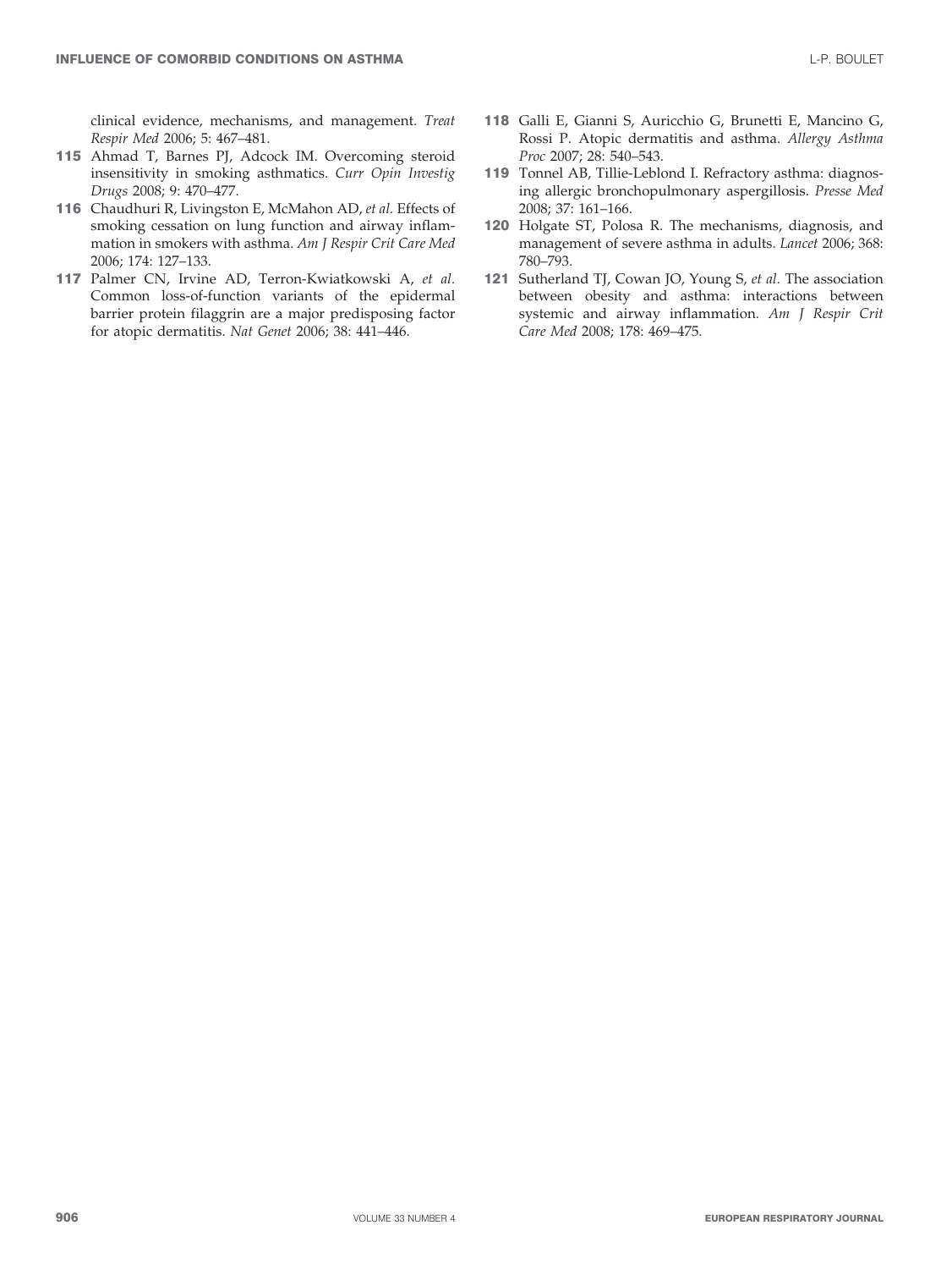clinical evidence, mechanisms, and management. *Treat Respir Med* 2006; 5: 467–481.

**115** Ahmad T, Barnes PJ, Adcock IM. Overcoming steroid insensitivity in smoking asthmatics. *Curr Opin Investig Drugs* 2008; 9: 470–477.

**116** Chaudhuri R, Livingston E, McMahon AD, *et al.* Effects of smoking cessation on lung function and airway inflammation in smokers with asthma. *Am J Respir Crit Care Med* 2006; 174: 127–133.

**117** Palmer CN, Irvine AD, Terron-Kwiatkowski A, *et al.* Common loss-of-function variants of the epidermal barrier protein filaggrin are a major predisposing factor for atopic dermatitis. *Nat Genet* 2006; 38: 441–446.

**118** Galli E, Gianni S, Auricchio G, Brunetti E, Mancino G, Rossi P. Atopic dermatitis and asthma. *Allergy Asthma Proc* 2007; 28: 540–543.

**119** Tonnel AB, Tillie-Leblond I. Refractory asthma: diagnosing allergic bronchopulmonary aspergillosis. *Presse Med* 2008; 37: 161–166.

**120** Holgate ST, Polosa R. The mechanisms, diagnosis, and management of severe asthma in adults. *Lancet* 2006; 368: 780–793.

**121** Sutherland TJ, Cowan JO, Young S, *et al.* The association between obesity and asthma: interactions between systemic and airway inflammation. *Am J Respir Crit Care Med* 2008; 178: 469–475.